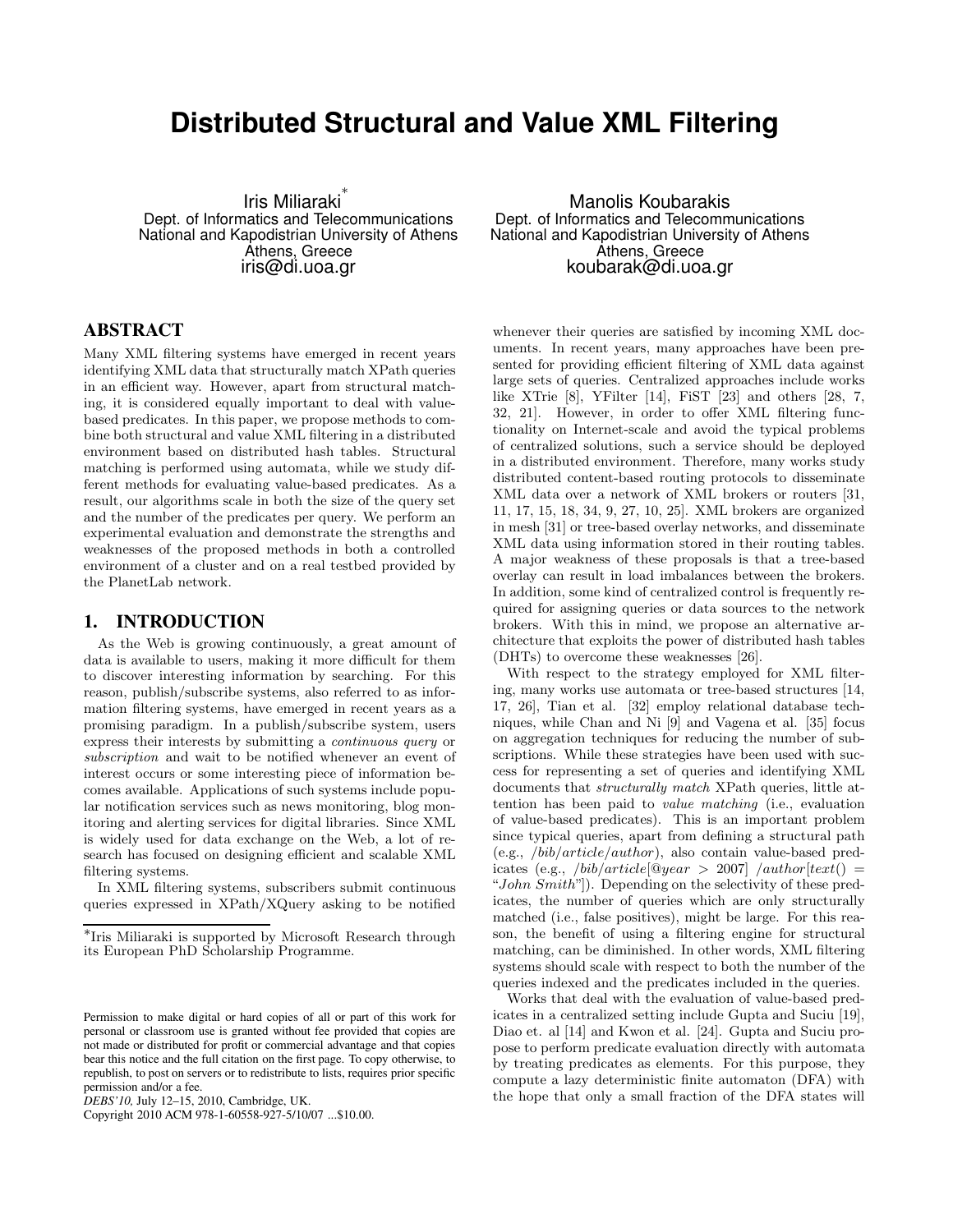# Distributed Structural and Value XML Filtering

Iris Miliaraki[*]
Dept. of Informatics and Telecommunications
National and Kapodistrian University of Athens
Athens, Greece
iris@di.uoa.gr

Manolis Koubarakis
Dept. of Informatics and Telecommunications
National and Kapodistrian University of Athens
Athens, Greece
koubarak@di.uoa.gr

## ABSTRACT

Many XML filtering systems have emerged in recent years identifying XML data that structurally match XPath queries in an efficient way. However, apart from structural matching, it is considered equally important to deal with value-based predicates. In this paper, we propose methods to combine both structural and value XML filtering in a distributed environment based on distributed hash tables. Structural matching is performed using automata, while we study different methods for evaluating value-based predicates. As a result, our algorithms scale in both the size of the query set and the number of the predicates per query. We perform an experimental evaluation and demonstrate the strengths and weaknesses of the proposed methods in both a controlled environment of a cluster and on a real testbed provided by the PlanetLab network.

## 1. INTRODUCTION

As the Web is growing continuously, a great amount of data is available to users, making it more difficult for them to discover interesting information by searching. For this reason, publish/subscribe systems, also referred to as information filtering systems, have emerged in recent years as a promising paradigm. In a publish/subscribe system, users express their interests by submitting a *continuous query* or *subscription* and wait to be notified whenever an event of interest occurs or some interesting piece of information becomes available. Applications of such systems include popular notification services such as news monitoring, blog monitoring and alerting services for digital libraries. Since XML is widely used for data exchange on the Web, a lot of research has focused on designing efficient and scalable XML filtering systems.

In XML filtering systems, subscribers submit continuous queries expressed in XPath/XQuery asking to be notified whenever their queries are satisfied by incoming XML documents. In recent years, many approaches have been presented for providing efficient filtering of XML data against large sets of queries. Centralized approaches include works like XTrie [8], YFilter [14], FiST [23] and others [28, 7, 32, 21]. However, in order to offer XML filtering functionality on Internet-scale and avoid the typical problems of centralized solutions, such a service should be deployed in a distributed environment. Therefore, many works study distributed content-based routing protocols to disseminate XML data over a network of XML brokers or routers [31, 11, 17, 15, 18, 34, 9, 27, 10, 25]. XML brokers are organized in mesh [31] or tree-based overlay networks, and disseminate XML data using information stored in their routing tables. A major weakness of these proposals is that a tree-based overlay can result in load imbalances between the brokers. In addition, some kind of centralized control is frequently required for assigning queries or data sources to the network brokers. With this in mind, we propose an alternative architecture that exploits the power of distributed hash tables (DHTs) to overcome these weaknesses [26].

With respect to the strategy employed for XML filtering, many works use automata or tree-based structures [14, 17, 26], Tian et al. [32] employ relational database techniques, while Chan and Ni [9] and Vagena et al. [35] focus on aggregation techniques for reducing the number of subscriptions. While these strategies have been used with success for representing a set of queries and identifying XML documents that *structurally match* XPath queries, little attention has been paid to *value matching* (i.e., evaluation of value-based predicates). This is an important problem since typical queries, apart from defining a structural path (e.g., */bib/article/author*), also contain value-based predicates (e.g., */bib/article*[*@year* > 2007] */author*[*text*() = "*John Smith*"]). Depending on the selectivity of these predicates, the number of queries which are only structurally matched (i.e., false positives), might be large. For this reason, the benefit of using a filtering engine for structural matching, can be diminished. In other words, XML filtering systems should scale with respect to both the number of the queries indexed and the predicates included in the queries.

Works that deal with the evaluation of value-based predicates in a centralized setting include Gupta and Suciu [19], Diao et. al [14] and Kwon et al. [24]. Gupta and Suciu propose to perform predicate evaluation directly with automata by treating predicates as elements. For this purpose, they compute a lazy deterministic finite automaton (DFA) with the hope that only a small fraction of the DFA states will

[*]Iris Miliaraki is supported by Microsoft Research through its European PhD Scholarship Programme.

Permission to make digital or hard copies of all or part of this work for personal or classroom use is granted without fee provided that copies are not made or distributed for profit or commercial advantage and that copies bear this notice and the full citation on the first page. To copy otherwise, to republish, to post on servers or to redistribute to lists, requires prior specific permission and/or a fee.
*DEBS'10,* July 12–15, 2010, Cambridge, UK.
Copyright 2010 ACM 978-1-60558-927-5/10/07 ...$10.00.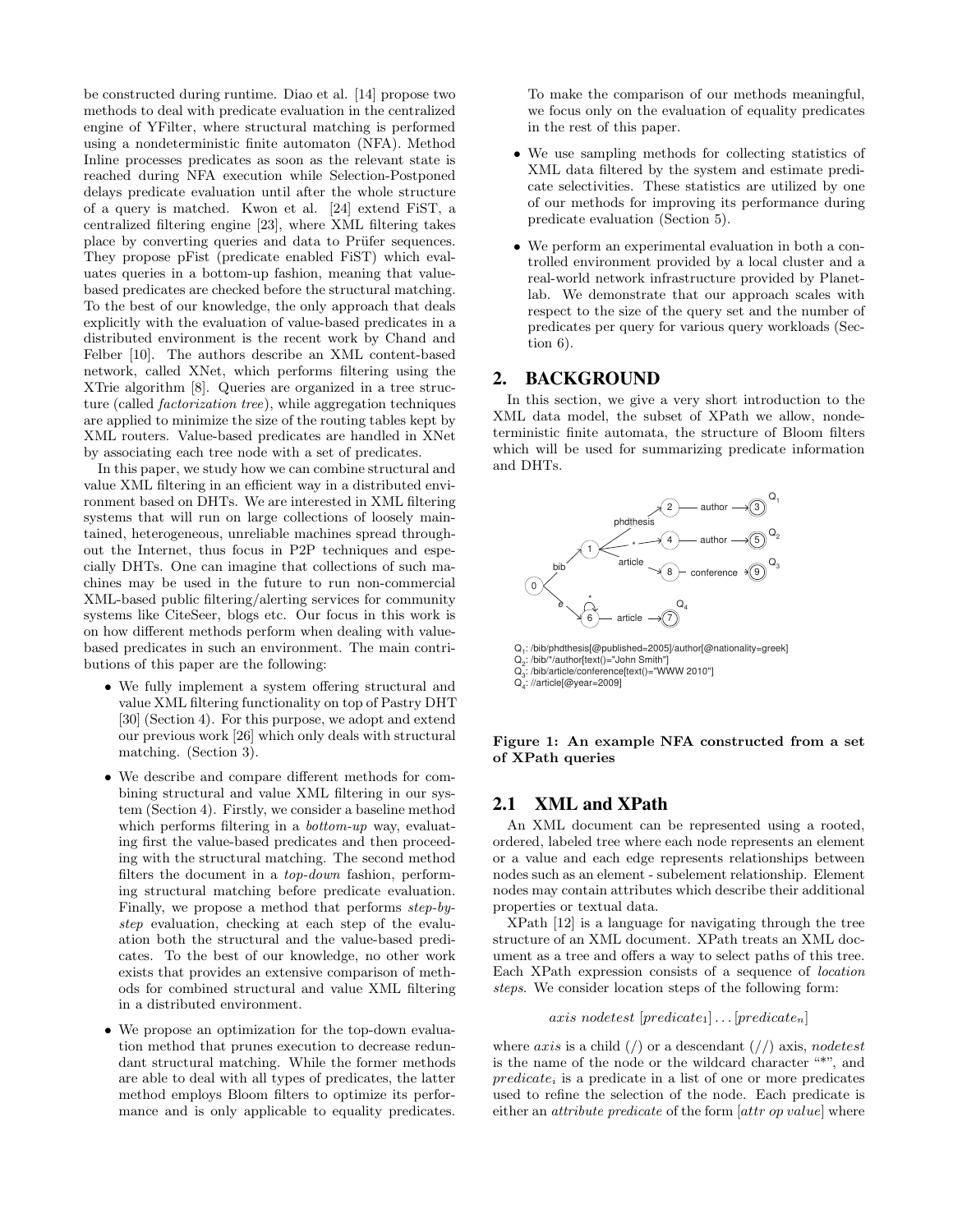be constructed during runtime. Diao et al. [14] propose two methods to deal with predicate evaluation in the centralized engine of YFilter, where structural matching is performed using a nondeterministic finite automaton (NFA). Method Inline processes predicates as soon as the relevant state is reached during NFA execution while Selection-Postponed delays predicate evaluation until after the whole structure of a query is matched. Kwon et al. [24] extend FiST, a centralized filtering engine [23], where XML filtering takes place by converting queries and data to Prüfer sequences. They propose pFist (predicate enabled FiST) which evaluates queries in a bottom-up fashion, meaning that value-based predicates are checked before the structural matching. To the best of our knowledge, the only approach that deals explicitly with the evaluation of value-based predicates in a distributed environment is the recent work by Chand and Felber [10]. The authors describe an XML content-based network, called XNet, which performs filtering using the XTrie algorithm [8]. Queries are organized in a tree structure (called *factorization tree*), while aggregation techniques are applied to minimize the size of the routing tables kept by XML routers. Value-based predicates are handled in XNet by associating each tree node with a set of predicates.

In this paper, we study how we can combine structural and value XML filtering in an efficient way in a distributed environment based on DHTs. We are interested in XML filtering systems that will run on large collections of loosely maintained, heterogeneous, unreliable machines spread throughout the Internet, thus focus in P2P techniques and especially DHTs. One can imagine that collections of such machines may be used in the future to run non-commercial XML-based public filtering/alerting services for community systems like CiteSeer, blogs etc. Our focus in this work is on how different methods perform when dealing with value-based predicates in such an environment. The main contributions of this paper are the following:

- We fully implement a system offering structural and value XML filtering functionality on top of Pastry DHT [30] (Section 4). For this purpose, we adopt and extend our previous work [26] which only deals with structural matching. (Section 3).
- We describe and compare different methods for combining structural and value XML filtering in our system (Section 4). Firstly, we consider a baseline method which performs filtering in a *bottom-up* way, evaluating first the value-based predicates and then proceeding with the structural matching. The second method filters the document in a *top-down* fashion, performing structural matching before predicate evaluation. Finally, we propose a method that performs *step-by-step* evaluation, checking at each step of the evaluation both the structural and the value-based predicates. To the best of our knowledge, no other work exists that provides an extensive comparison of methods for combined structural and value XML filtering in a distributed environment.
- We propose an optimization for the top-down evaluation method that prunes execution to decrease redundant structural matching. While the former methods are able to deal with all types of predicates, the latter method employs Bloom filters to optimize its performance and is only applicable to equality predicates. To make the comparison of our methods meaningful, we focus only on the evaluation of equality predicates in the rest of this paper.
- We use sampling methods for collecting statistics of XML data filtered by the system and estimate predicate selectivities. These statistics are utilized by one of our methods for improving its performance during predicate evaluation (Section 5).
- We perform an experimental evaluation in both a controlled environment provided by a local cluster and a real-world network infrastructure provided by Planetlab. We demonstrate that our approach scales with respect to the size of the query set and the number of predicates per query for various query workloads (Section 6).

## 2. BACKGROUND

In this section, we give a very short introduction to the XML data model, the subset of XPath we allow, nondeterministic finite automata, the structure of Bloom filters which will be used for summarizing predicate information and DHTs.

$Q_1$: /bib/phdthesis[@published=2005]/author[@nationality=greek]
$Q_2$: /bib/*/author[text()="John Smith"]
$Q_3$: /bib/article/conference[text()="WWW 2010"]
$Q_4$: //article[@year=2009]

**Figure 1: An example NFA constructed from a set of XPath queries**

### 2.1 XML and XPath

An XML document can be represented using a rooted, ordered, labeled tree where each node represents an element or a value and each edge represents relationships between nodes such as an element - subelement relationship. Element nodes may contain attributes which describe their additional properties or textual data.

XPath [12] is a language for navigating through the tree structure of an XML document. XPath treats an XML document as a tree and offers a way to select paths of this tree. Each XPath expression consists of a sequence of *location steps*. We consider location steps of the following form:

$$axis\ nodetest\ [predicate_1] \ldots [predicate_n]$$

where *axis* is a child (/) or a descendant (//) axis, *nodetest* is the name of the node or the wildcard character "*", and $predicate_i$ is a predicate in a list of one or more predicates used to refine the selection of the node. Each predicate is either an *attribute predicate* of the form [*attr op value*] where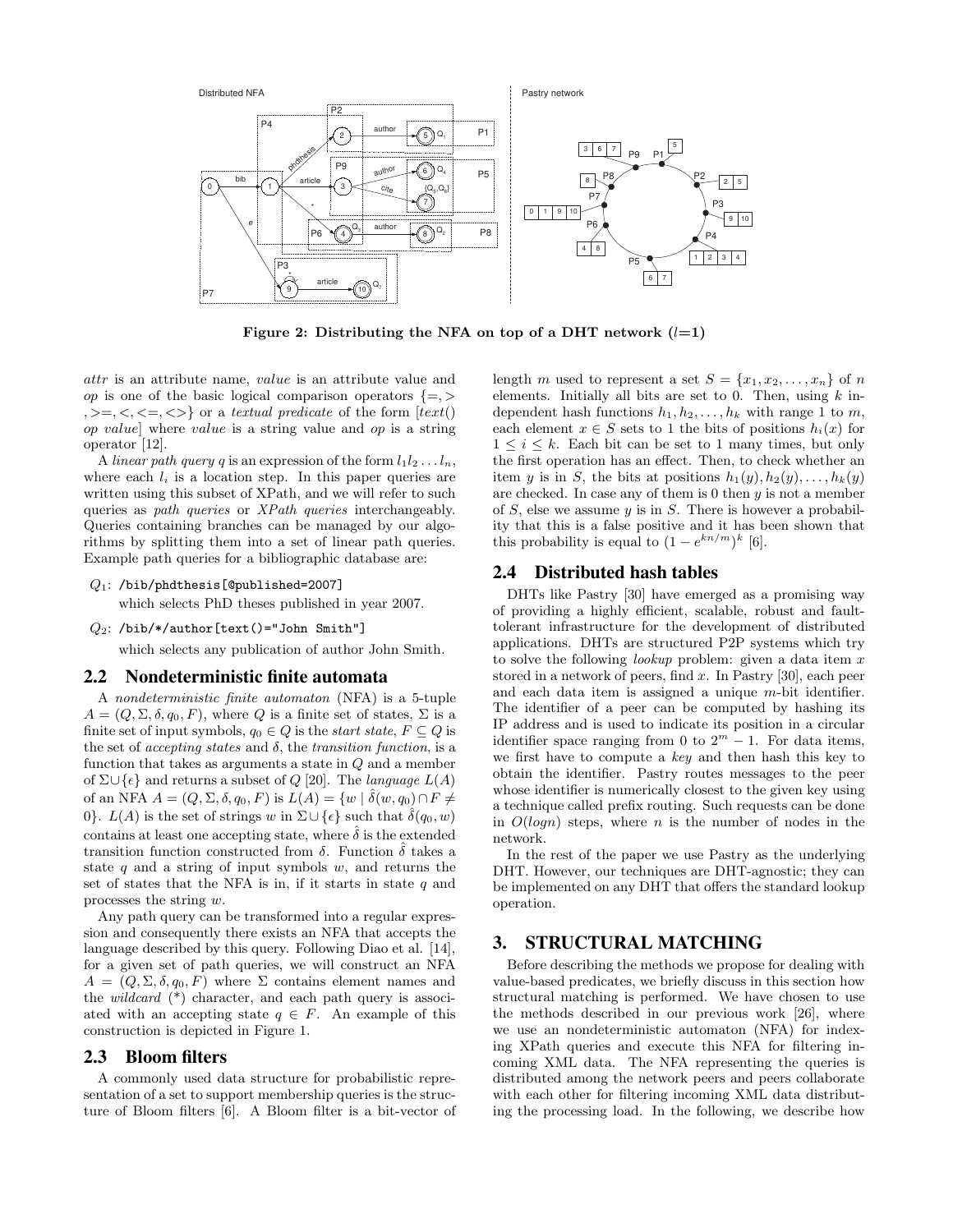Figure 2: Distributing the NFA on top of a DHT network ($l$=1)

*attr* is an attribute name, *value* is an attribute value and *op* is one of the basic logical comparison operators $\{=, >, >=, <, <=, <>\}$ or a *textual predicate* of the form [*text*() *op value*] where *value* is a string value and *op* is a string operator [12].

A *linear path query* $q$ is an expression of the form $l_1 l_2 \ldots l_n$, where each $l_i$ is a location step. In this paper queries are written using this subset of XPath, and we will refer to such queries as *path queries* or *XPath queries* interchangeably. Queries containing branches can be managed by our algorithms by splitting them into a set of linear path queries. Example path queries for a bibliographic database are:

$Q_1$: `/bib/phdthesis[@published=2007]`
which selects PhD theses published in year 2007.

$Q_2$: `/bib/*/author[text()="John Smith"]`
which selects any publication of author John Smith.

## 2.2 Nondeterministic finite automata

A *nondeterministic finite automaton* (NFA) is a 5-tuple $A = (Q, \Sigma, \delta, q_0, F)$, where $Q$ is a finite set of states, $\Sigma$ is a finite set of input symbols, $q_0 \in Q$ is the *start state*, $F \subseteq Q$ is the set of *accepting states* and $\delta$, the *transition function*, is a function that takes as arguments a state in $Q$ and a member of $\Sigma \cup \{\epsilon\}$ and returns a subset of $Q$ [20]. The *language* $L(A)$ of an NFA $A = (Q, \Sigma, \delta, q_0, F)$ is $L(A) = \{w \mid \hat{\delta}(w, q_0) \cap F \neq 0\}$. $L(A)$ is the set of strings $w$ in $\Sigma \cup \{\epsilon\}$ such that $\hat{\delta}(q_0, w)$ contains at least one accepting state, where $\hat{\delta}$ is the extended transition function constructed from $\delta$. Function $\hat{\delta}$ takes a state $q$ and a string of input symbols $w$, and returns the set of states that the NFA is in, if it starts in state $q$ and processes the string $w$.

Any path query can be transformed into a regular expression and consequently there exists an NFA that accepts the language described by this query. Following Diao et al. [14], for a given set of path queries, we will construct an NFA $A = (Q, \Sigma, \delta, q_0, F)$ where $\Sigma$ contains element names and the *wildcard* (*) character, and each path query is associated with an accepting state $q \in F$. An example of this construction is depicted in Figure 1.

## 2.3 Bloom filters

A commonly used data structure for probabilistic representation of a set to support membership queries is the structure of Bloom filters [6]. A Bloom filter is a bit-vector of length $m$ used to represent a set $S = \{x_1, x_2, \ldots, x_n\}$ of $n$ elements. Initially all bits are set to 0. Then, using $k$ independent hash functions $h_1, h_2, \ldots, h_k$ with range 1 to $m$, each element $x \in S$ sets to 1 the bits of positions $h_i(x)$ for $1 \leq i \leq k$. Each bit can be set to 1 many times, but only the first operation has an effect. Then, to check whether an item $y$ is in $S$, the bits at positions $h_1(y), h_2(y), \ldots, h_k(y)$ are checked. In case any of them is 0 then $y$ is not a member of $S$, else we assume $y$ is in $S$. There is however a probability that this is a false positive and it has been shown that this probability is equal to $(1 - e^{kn/m})^k$ [6].

## 2.4 Distributed hash tables

DHTs like Pastry [30] have emerged as a promising way of providing a highly efficient, scalable, robust and fault-tolerant infrastructure for the development of distributed applications. DHTs are structured P2P systems which try to solve the following *lookup* problem: given a data item $x$ stored in a network of peers, find $x$. In Pastry [30], each peer and each data item is assigned a unique $m$-bit identifier. The identifier of a peer can be computed by hashing its IP address and is used to indicate its position in a circular identifier space ranging from 0 to $2^m - 1$. For data items, we first have to compute a *key* and then hash this key to obtain the identifier. Pastry routes messages to the peer whose identifier is numerically closest to the given key using a technique called prefix routing. Such requests can be done in $O(logn)$ steps, where $n$ is the number of nodes in the network.

In the rest of the paper we use Pastry as the underlying DHT. However, our techniques are DHT-agnostic; they can be implemented on any DHT that offers the standard lookup operation.

# 3. STRUCTURAL MATCHING

Before describing the methods we propose for dealing with value-based predicates, we briefly discuss in this section how structural matching is performed. We have chosen to use the methods described in our previous work [26], where we use an nondeterministic automaton (NFA) for indexing XPath queries and execute this NFA for filtering incoming XML data. The NFA representing the queries is distributed among the network peers and peers collaborate with each other for filtering incoming XML data distributing the processing load. In the following, we describe how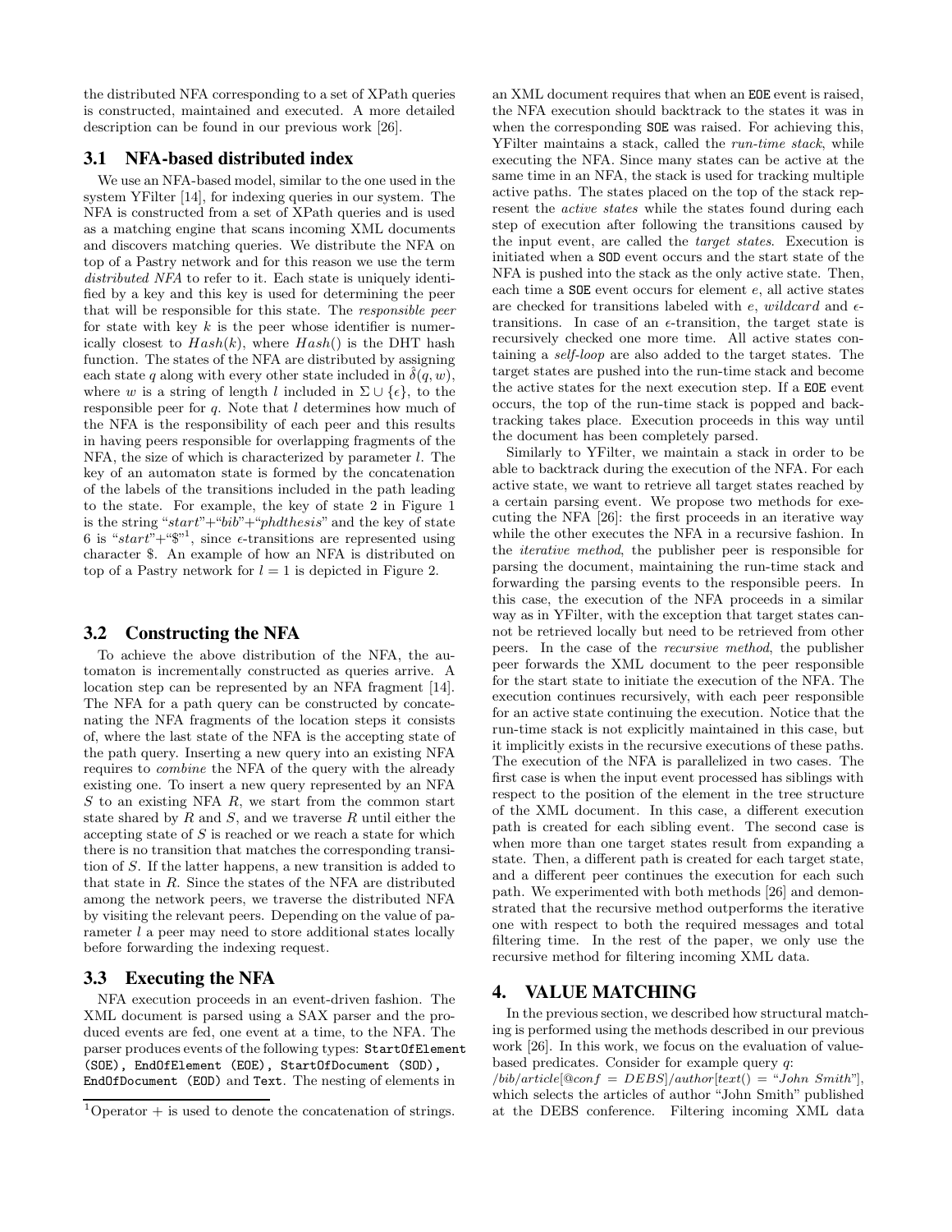the distributed NFA corresponding to a set of XPath queries is constructed, maintained and executed. A more detailed description can be found in our previous work [26].

### 3.1 NFA-based distributed index

We use an NFA-based model, similar to the one used in the system YFilter [14], for indexing queries in our system. The NFA is constructed from a set of XPath queries and is used as a matching engine that scans incoming XML documents and discovers matching queries. We distribute the NFA on top of a Pastry network and for this reason we use the term *distributed NFA* to refer to it. Each state is uniquely identified by a key and this key is used for determining the peer that will be responsible for this state. The *responsible peer* for state with key $k$ is the peer whose identifier is numerically closest to $Hash(k)$, where $Hash()$ is the DHT hash function. The states of the NFA are distributed by assigning each state $q$ along with every other state included in $\hat{\delta}(q, w)$, where $w$ is a string of length $l$ included in $\Sigma \cup \{\epsilon\}$, to the responsible peer for $q$. Note that $l$ determines how much of the NFA is the responsibility of each peer and this results in having peers responsible for overlapping fragments of the NFA, the size of which is characterized by parameter $l$. The key of an automaton state is formed by the concatenation of the labels of the transitions included in the path leading to the state. For example, the key of state 2 in Figure 1 is the string "*start*"+"*bib*"+"*phdthesis*" and the key of state 6 is "*start*"+"\$"[1], since $\epsilon$-transitions are represented using character \$. An example of how an NFA is distributed on top of a Pastry network for $l = 1$ is depicted in Figure 2.

### 3.2 Constructing the NFA

To achieve the above distribution of the NFA, the automaton is incrementally constructed as queries arrive. A location step can be represented by an NFA fragment [14]. The NFA for a path query can be constructed by concatenating the NFA fragments of the location steps it consists of, where the last state of the NFA is the accepting state of the path query. Inserting a new query into an existing NFA requires to *combine* the NFA of the query with the already existing one. To insert a new query represented by an NFA $S$ to an existing NFA $R$, we start from the common start state shared by $R$ and $S$, and we traverse $R$ until either the accepting state of $S$ is reached or we reach a state for which there is no transition that matches the corresponding transition of $S$. If the latter happens, a new transition is added to that state in $R$. Since the states of the NFA are distributed among the network peers, we traverse the distributed NFA by visiting the relevant peers. Depending on the value of parameter $l$ a peer may need to store additional states locally before forwarding the indexing request.

### 3.3 Executing the NFA

NFA execution proceeds in an event-driven fashion. The XML document is parsed using a SAX parser and the produced events are fed, one event at a time, to the NFA. The parser produces events of the following types: `StartOfElement (SOE)`, `EndOfElement (EOE)`, `StartOfDocument (SOD)`, `EndOfDocument (EOD)` and `Text`. The nesting of elements in an XML document requires that when an `EOE` event is raised, the NFA execution should backtrack to the states it was in when the corresponding `SOE` was raised. For achieving this, YFilter maintains a stack, called the *run-time stack*, while executing the NFA. Since many states can be active at the same time in an NFA, the stack is used for tracking multiple active paths. The states placed on the top of the stack represent the *active states* while the states found during each step of execution after following the transitions caused by the input event, are called the *target states*. Execution is initiated when a `SOD` event occurs and the start state of the NFA is pushed into the stack as the only active state. Then, each time a `SOE` event occurs for element $e$, all active states are checked for transitions labeled with $e$, *wildcard* and $\epsilon$-transitions. In case of an $\epsilon$-transition, the target state is recursively checked one more time. All active states containing a *self-loop* are also added to the target states. The target states are pushed into the run-time stack and become the active states for the next execution step. If a `EOE` event occurs, the top of the run-time stack is popped and backtracking takes place. Execution proceeds in this way until the document has been completely parsed.

Similarly to YFilter, we maintain a stack in order to be able to backtrack during the execution of the NFA. For each active state, we want to retrieve all target states reached by a certain parsing event. We propose two methods for executing the NFA [26]: the first proceeds in an iterative way while the other executes the NFA in a recursive fashion. In the *iterative method*, the publisher peer is responsible for parsing the document, maintaining the run-time stack and forwarding the parsing events to the responsible peers. In this case, the execution of the NFA proceeds in a similar way as in YFilter, with the exception that target states cannot be retrieved locally but need to be retrieved from other peers. In the case of the *recursive method*, the publisher peer forwards the XML document to the peer responsible for the start state to initiate the execution of the NFA. The execution continues recursively, with each peer responsible for an active state continuing the execution. Notice that the run-time stack is not explicitly maintained in this case, but it implicitly exists in the recursive executions of these paths. The execution of the NFA is parallelized in two cases. The first case is when the input event processed has siblings with respect to the position of the element in the tree structure of the XML document. In this case, a different execution path is created for each sibling event. The second case is when more than one target states result from expanding a state. Then, a different path is created for each target state, and a different peer continues the execution for each such path. We experimented with both methods [26] and demonstrated that the recursive method outperforms the iterative one with respect to both the required messages and total filtering time. In the rest of the paper, we only use the recursive method for filtering incoming XML data.

## 4. VALUE MATCHING

In the previous section, we described how structural matching is performed using the methods described in our previous work [26]. In this work, we focus on the evaluation of value-based predicates. Consider for example query $q$: $/bib/article[@conf = DEBS]/author[text() = \text{"}John\ Smith\text{"}]$, which selects the articles of author "John Smith" published at the DEBS conference. Filtering incoming XML data

[1] Operator + is used to denote the concatenation of strings.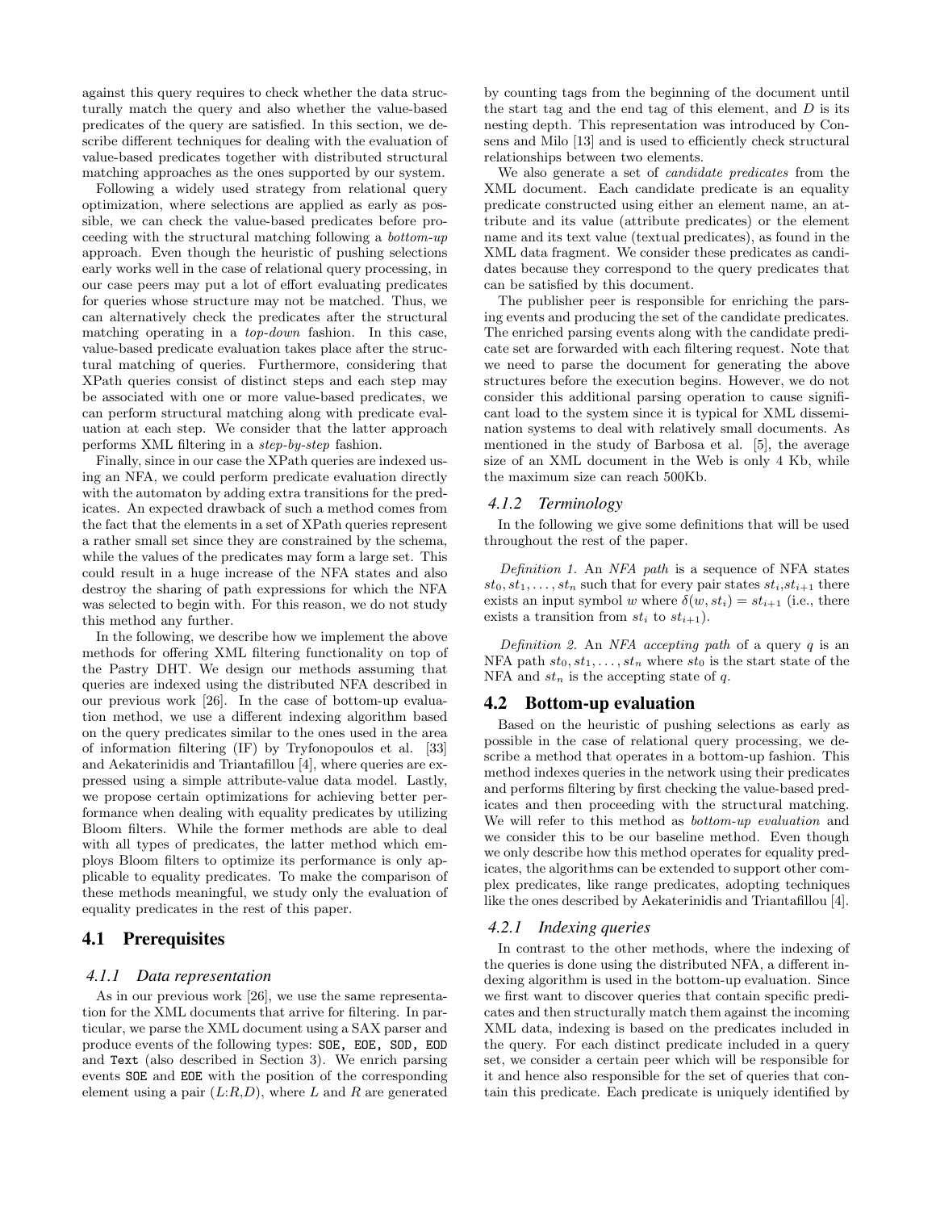against this query requires to check whether the data structurally match the query and also whether the value-based predicates of the query are satisfied. In this section, we describe different techniques for dealing with the evaluation of value-based predicates together with distributed structural matching approaches as the ones supported by our system.

Following a widely used strategy from relational query optimization, where selections are applied as early as possible, we can check the value-based predicates before proceeding with the structural matching following a *bottom-up* approach. Even though the heuristic of pushing selections early works well in the case of relational query processing, in our case peers may put a lot of effort evaluating predicates for queries whose structure may not be matched. Thus, we can alternatively check the predicates after the structural matching operating in a *top-down* fashion. In this case, value-based predicate evaluation takes place after the structural matching of queries. Furthermore, considering that XPath queries consist of distinct steps and each step may be associated with one or more value-based predicates, we can perform structural matching along with predicate evaluation at each step. We consider that the latter approach performs XML filtering in a *step-by-step* fashion.

Finally, since in our case the XPath queries are indexed using an NFA, we could perform predicate evaluation directly with the automaton by adding extra transitions for the predicates. An expected drawback of such a method comes from the fact that the elements in a set of XPath queries represent a rather small set since they are constrained by the schema, while the values of the predicates may form a large set. This could result in a huge increase of the NFA states and also destroy the sharing of path expressions for which the NFA was selected to begin with. For this reason, we do not study this method any further.

In the following, we describe how we implement the above methods for offering XML filtering functionality on top of the Pastry DHT. We design our methods assuming that queries are indexed using the distributed NFA described in our previous work [26]. In the case of bottom-up evaluation method, we use a different indexing algorithm based on the query predicates similar to the ones used in the area of information filtering (IF) by Tryfonopoulos et al. [33] and Aekaterinidis and Triantafillou [4], where queries are expressed using a simple attribute-value data model. Lastly, we propose certain optimizations for achieving better performance when dealing with equality predicates by utilizing Bloom filters. While the former methods are able to deal with all types of predicates, the latter method which employs Bloom filters to optimize its performance is only applicable to equality predicates. To make the comparison of these methods meaningful, we study only the evaluation of equality predicates in the rest of this paper.

## 4.1 Prerequisites

### 4.1.1 Data representation

As in our previous work [26], we use the same representation for the XML documents that arrive for filtering. In particular, we parse the XML document using a SAX parser and produce events of the following types: SOE, EOE, SOD, EOD and Text (also described in Section 3). We enrich parsing events SOE and EOE with the position of the corresponding element using a pair ($L$:$R$,$D$), where $L$ and $R$ are generated by counting tags from the beginning of the document until the start tag and the end tag of this element, and $D$ is its nesting depth. This representation was introduced by Consens and Milo [13] and is used to efficiently check structural relationships between two elements.

We also generate a set of *candidate predicates* from the XML document. Each candidate predicate is an equality predicate constructed using either an element name, an attribute and its value (attribute predicates) or the element name and its text value (textual predicates), as found in the XML data fragment. We consider these predicates as candidates because they correspond to the query predicates that can be satisfied by this document.

The publisher peer is responsible for enriching the parsing events and producing the set of the candidate predicates. The enriched parsing events along with the candidate predicate set are forwarded with each filtering request. Note that we need to parse the document for generating the above structures before the execution begins. However, we do not consider this additional parsing operation to cause significant load to the system since it is typical for XML dissemination systems to deal with relatively small documents. As mentioned in the study of Barbosa et al. [5], the average size of an XML document in the Web is only 4 Kb, while the maximum size can reach 500Kb.

### 4.1.2 Terminology

In the following we give some definitions that will be used throughout the rest of the paper.

*Definition 1.* An *NFA path* is a sequence of NFA states $st_0, st_1, \ldots, st_n$ such that for every pair states $st_i$,$st_{i+1}$ there exists an input symbol $w$ where $\delta(w, st_i) = st_{i+1}$ (i.e., there exists a transition from $st_i$ to $st_{i+1}$).

*Definition 2.* An *NFA accepting path* of a query $q$ is an NFA path $st_0, st_1, \ldots, st_n$ where $st_0$ is the start state of the NFA and $st_n$ is the accepting state of $q$.

## 4.2 Bottom-up evaluation

Based on the heuristic of pushing selections as early as possible in the case of relational query processing, we describe a method that operates in a bottom-up fashion. This method indexes queries in the network using their predicates and performs filtering by first checking the value-based predicates and then proceeding with the structural matching. We will refer to this method as *bottom-up evaluation* and we consider this to be our baseline method. Even though we only describe how this method operates for equality predicates, the algorithms can be extended to support other complex predicates, like range predicates, adopting techniques like the ones described by Aekaterinidis and Triantafillou [4].

### 4.2.1 Indexing queries

In contrast to the other methods, where the indexing of the queries is done using the distributed NFA, a different indexing algorithm is used in the bottom-up evaluation. Since we first want to discover queries that contain specific predicates and then structurally match them against the incoming XML data, indexing is based on the predicates included in the query. For each distinct predicate included in a query set, we consider a certain peer which will be responsible for it and hence also responsible for the set of queries that contain this predicate. Each predicate is uniquely identified by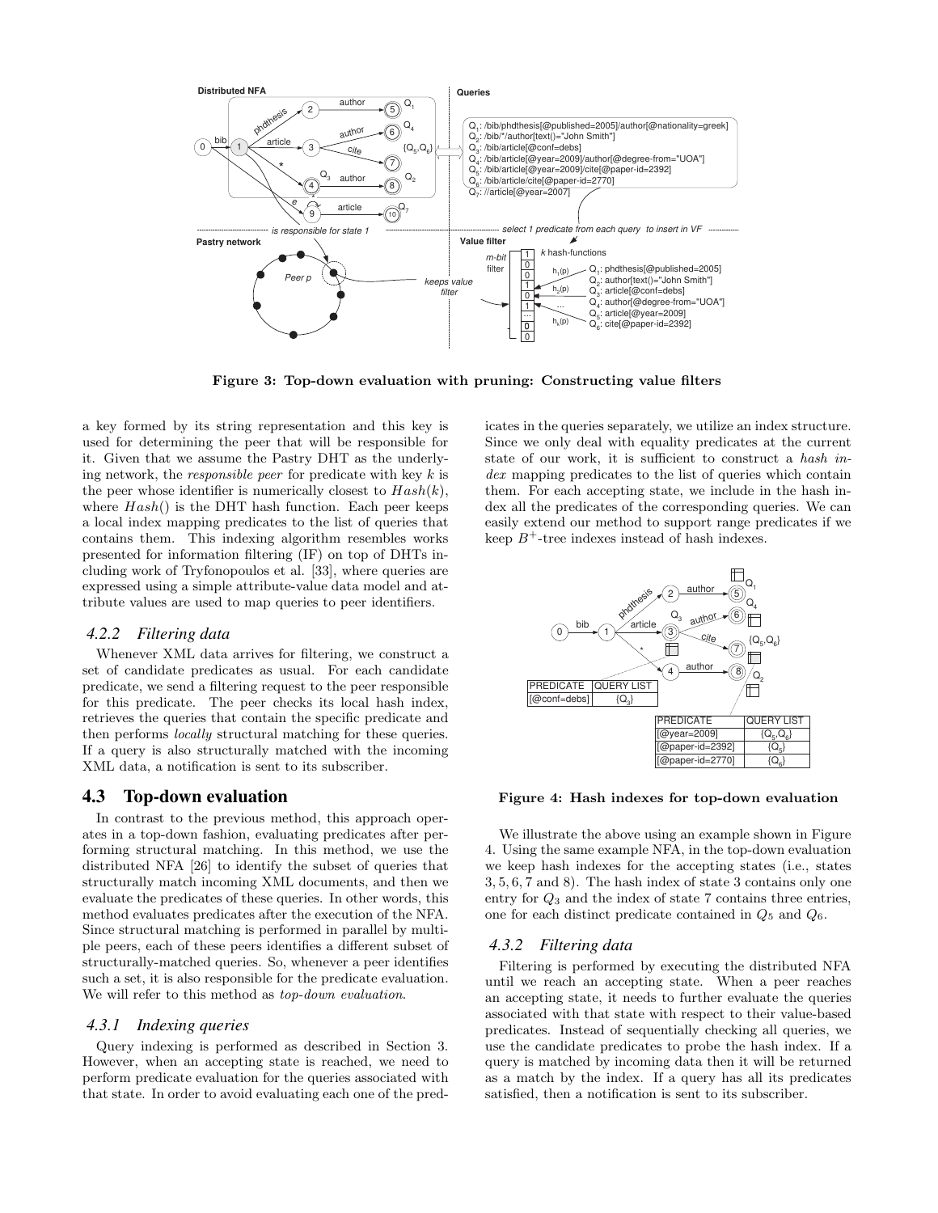Figure 3: Top-down evaluation with pruning: Constructing value filters

a key formed by its string representation and this key is used for determining the peer that will be responsible for it. Given that we assume the Pastry DHT as the underlying network, the *responsible peer* for predicate with key $k$ is the peer whose identifier is numerically closest to $Hash(k)$, where $Hash()$ is the DHT hash function. Each peer keeps a local index mapping predicates to the list of queries that contains them. This indexing algorithm resembles works presented for information filtering (IF) on top of DHTs including work of Tryfonopoulos et al. [33], where queries are expressed using a simple attribute-value data model and attribute values are used to map queries to peer identifiers.

### *4.2.2 Filtering data*

Whenever XML data arrives for filtering, we construct a set of candidate predicates as usual. For each candidate predicate, we send a filtering request to the peer responsible for this predicate. The peer checks its local hash index, retrieves the queries that contain the specific predicate and then performs *locally* structural matching for these queries. If a query is also structurally matched with the incoming XML data, a notification is sent to its subscriber.

## 4.3 Top-down evaluation

In contrast to the previous method, this approach operates in a top-down fashion, evaluating predicates after performing structural matching. In this method, we use the distributed NFA [26] to identify the subset of queries that structurally match incoming XML documents, and then we evaluate the predicates of these queries. In other words, this method evaluates predicates after the execution of the NFA. Since structural matching is performed in parallel by multiple peers, each of these peers identifies a different subset of structurally-matched queries. So, whenever a peer identifies such a set, it is also responsible for the predicate evaluation. We will refer to this method as *top-down evaluation*.

### *4.3.1 Indexing queries*

Query indexing is performed as described in Section 3. However, when an accepting state is reached, we need to perform predicate evaluation for the queries associated with that state. In order to avoid evaluating each one of the predicates in the queries separately, we utilize an index structure. Since we only deal with equality predicates at the current state of our work, it is sufficient to construct a *hash index* mapping predicates to the list of queries which contain them. For each accepting state, we include in the hash index all the predicates of the corresponding queries. We can easily extend our method to support range predicates if we keep $B^+$-tree indexes instead of hash indexes.

Figure 4: Hash indexes for top-down evaluation

We illustrate the above using an example shown in Figure 4. Using the same example NFA, in the top-down evaluation we keep hash indexes for the accepting states (i.e., states $3, 5, 6, 7$ and $8$). The hash index of state 3 contains only one entry for $Q_3$ and the index of state 7 contains three entries, one for each distinct predicate contained in $Q_5$ and $Q_6$.

### *4.3.2 Filtering data*

Filtering is performed by executing the distributed NFA until we reach an accepting state. When a peer reaches an accepting state, it needs to further evaluate the queries associated with that state with respect to their value-based predicates. Instead of sequentially checking all queries, we use the candidate predicates to probe the hash index. If a query is matched by incoming data then it will be returned as a match by the index. If a query has all its predicates satisfied, then a notification is sent to its subscriber.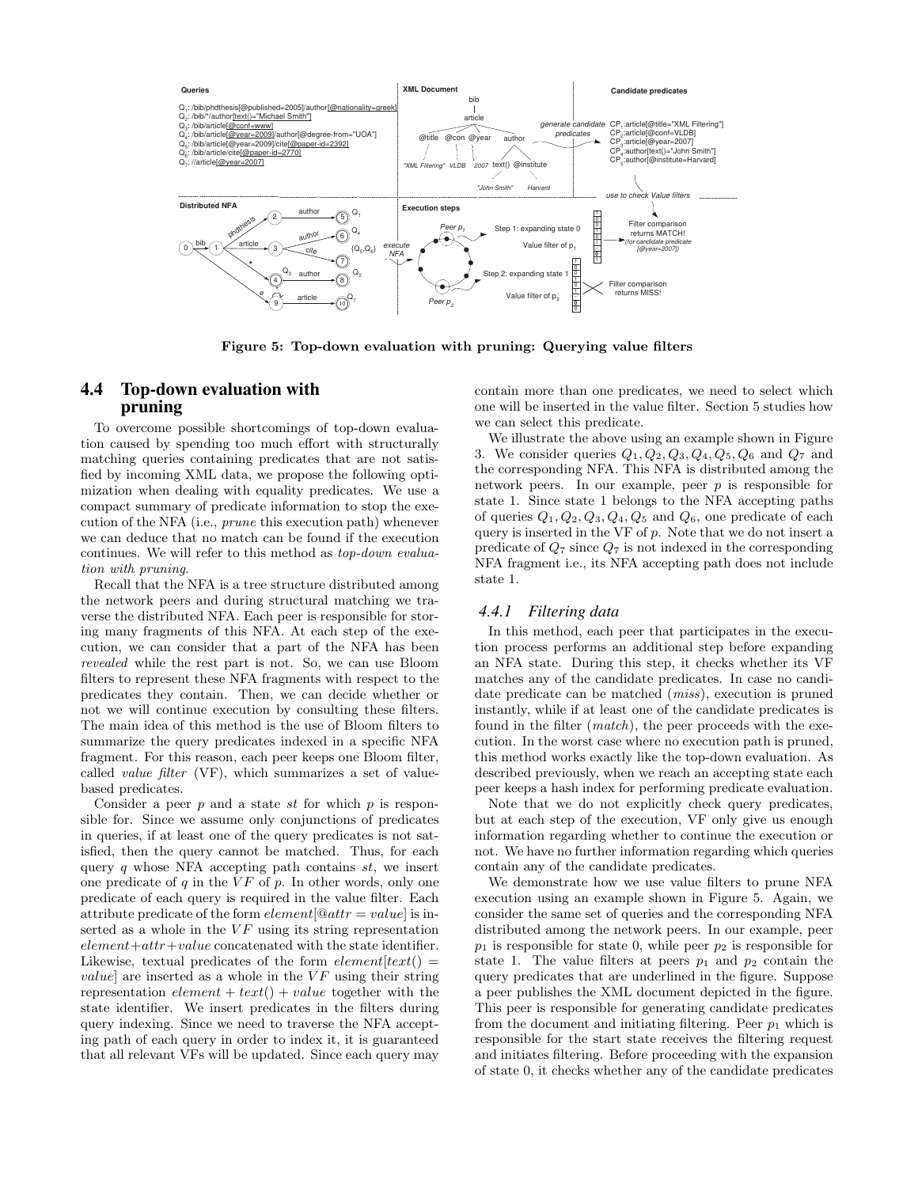Queries

$Q_1$: /bib/phdthesis[@published=2005]/author[@nationality=greek]
$Q_2$: /bib/*/author[text()="Michael Smith"]
$Q_3$: /bib/article[@conf=www]
$Q_4$: /bib/article[@year=2009]/author[@degree-from="UOA"]
$Q_5$: /bib/article[@year=2009]/cite[@paper-id=2392]
$Q_6$: /bib/article/cite[@paper-id=2770]
$Q_7$: //article[@year=2007]

XML Document

bib
article
@title @con @year author
"XML Filtering" VLDB 2007 text() @institute
"John Smith" Harvard

generate candidate predicates

Candidate predicates

$CP_1$:article[@title="XML Filtering"]
$CP_2$:article[@conf=VLDB]
$CP_3$:article[@year=2007]
$CP_4$:author[text()="John Smith"]
$CP_5$:author[@institute=Harvard]

use to check Value filters

Distributed NFA

0 bib 1 phdthesis 2 author 5 $Q_1$
1 article 3 author 6 $Q_4$
3 cite 7 $\{Q_5,Q_6\}$
1 * 4 $Q_3$ author 8 $Q_2$
e 9 article 10 $Q_7$

execute NFA

Execution steps

Peer $p_1$ Step 1: expanding state 0
Value filter of $p_1$
Filter comparison returns MATCH! (for candidate predicate [@year=2007])

Peer $p_2$ Step 2: expanding state 1
Value filter of $p_2$
Filter comparison returns MISS!

**Figure 5: Top-down evaluation with pruning: Querying value filters**

## 4.4 Top-down evaluation with pruning

To overcome possible shortcomings of top-down evaluation caused by spending too much effort with structurally matching queries containing predicates that are not satisfied by incoming XML data, we propose the following optimization when dealing with equality predicates. We use a compact summary of predicate information to stop the execution of the NFA (i.e., *prune* this execution path) whenever we can deduce that no match can be found if the execution continues. We will refer to this method as *top-down evaluation with pruning*.

Recall that the NFA is a tree structure distributed among the network peers and during structural matching we traverse the distributed NFA. Each peer is responsible for storing many fragments of this NFA. At each step of the execution, we can consider that a part of the NFA has been *revealed* while the rest part is not. So, we can use Bloom filters to represent these NFA fragments with respect to the predicates they contain. Then, we can decide whether or not we will continue execution by consulting these filters. The main idea of this method is the use of Bloom filters to summarize the query predicates indexed in a specific NFA fragment. For this reason, each peer keeps one Bloom filter, called *value filter* (VF), which summarizes a set of value-based predicates.

Consider a peer $p$ and a state $st$ for which $p$ is responsible for. Since we assume only conjunctions of predicates in queries, if at least one of the query predicates is not satisfied, then the query cannot be matched. Thus, for each query $q$ whose NFA accepting path contains $st$, we insert one predicate of $q$ in the $VF$ of $p$. In other words, only one predicate of each query is required in the value filter. Each attribute predicate of the form $element[@attr = value]$ is inserted as a whole in the $VF$ using its string representation $element{+}attr{+}value$ concatenated with the state identifier. Likewise, textual predicates of the form $element[text() = value]$ are inserted as a whole in the $VF$ using their string representation $element + text() + value$ together with the state identifier. We insert predicates in the filters during query indexing. Since we need to traverse the NFA accepting path of each query in order to index it, it is guaranteed that all relevant VFs will be updated. Since each query may contain more than one predicates, we need to select which one will be inserted in the value filter. Section 5 studies how we can select this predicate.

We illustrate the above using an example shown in Figure 3. We consider queries $Q_1, Q_2, Q_3, Q_4, Q_5, Q_6$ and $Q_7$ and the corresponding NFA. This NFA is distributed among the network peers. In our example, peer $p$ is responsible for state 1. Since state 1 belongs to the NFA accepting paths of queries $Q_1, Q_2, Q_3, Q_4, Q_5$ and $Q_6$, one predicate of each query is inserted in the VF of $p$. Note that we do not insert a predicate of $Q_7$ since $Q_7$ is not indexed in the corresponding NFA fragment i.e., its NFA accepting path does not include state 1.

### 4.4.1 Filtering data

In this method, each peer that participates in the execution process performs an additional step before expanding an NFA state. During this step, it checks whether its VF matches any of the candidate predicates. In case no candidate predicate can be matched (*miss*), execution is pruned instantly, while if at least one of the candidate predicates is found in the filter (*match*), the peer proceeds with the execution. In the worst case where no execution path is pruned, this method works exactly like the top-down evaluation. As described previously, when we reach an accepting state each peer keeps a hash index for performing predicate evaluation.

Note that we do not explicitly check query predicates, but at each step of the execution, VF only give us enough information regarding whether to continue the execution or not. We have no further information regarding which queries contain any of the candidate predicates.

We demonstrate how we use value filters to prune NFA execution using an example shown in Figure 5. Again, we consider the same set of queries and the corresponding NFA distributed among the network peers. In our example, peer $p_1$ is responsible for state 0, while peer $p_2$ is responsible for state 1. The value filters at peers $p_1$ and $p_2$ contain the query predicates that are underlined in the figure. Suppose a peer publishes the XML document depicted in the figure. This peer is responsible for generating candidate predicates from the document and initiating filtering. Peer $p_1$ which is responsible for the start state receives the filtering request and initiates filtering. Before proceeding with the expansion of state 0, it checks whether any of the candidate predicates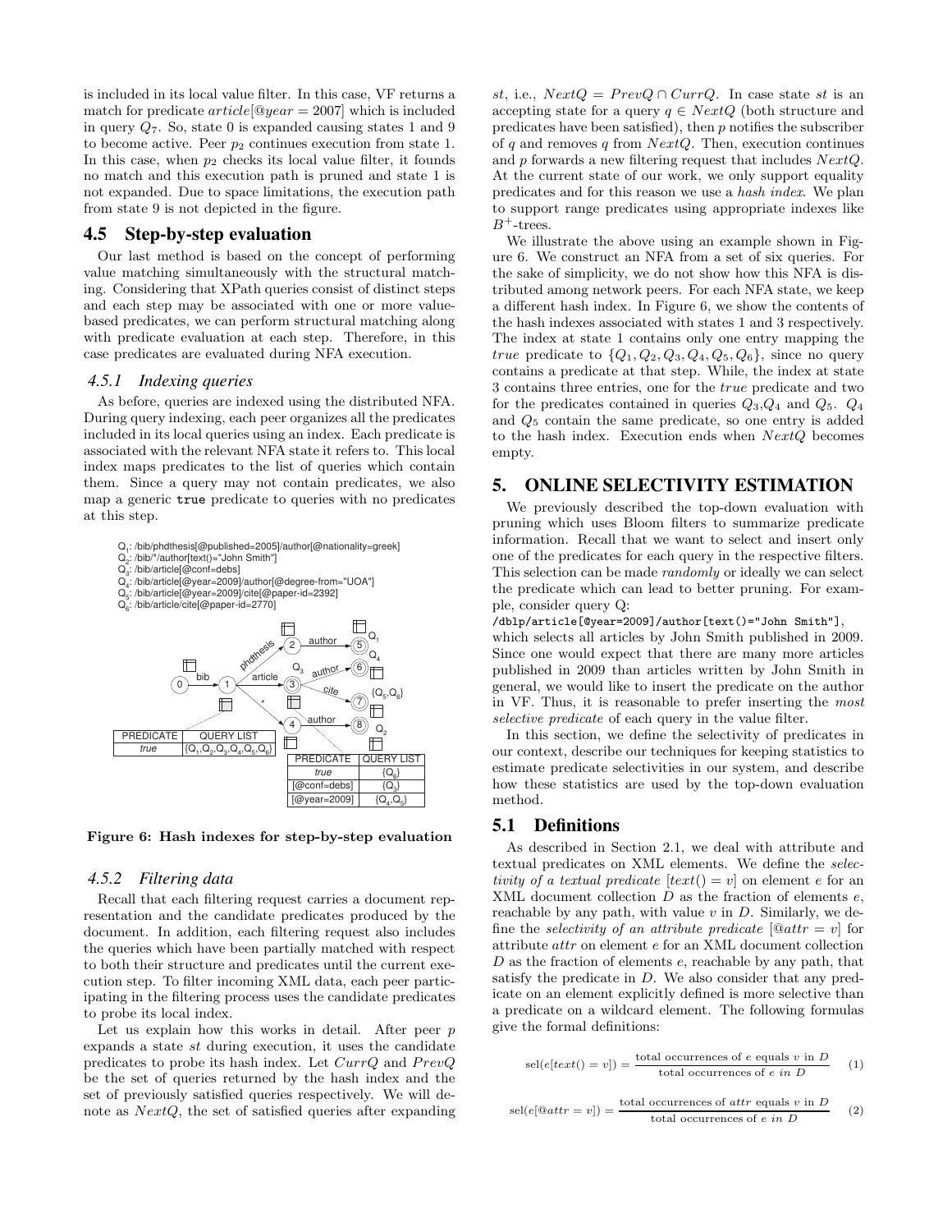is included in its local value filter. In this case, VF returns a match for predicate $article[@year = 2007]$ which is included in query $Q_7$. So, state 0 is expanded causing states 1 and 9 to become active. Peer $p_2$ continues execution from state 1. In this case, when $p_2$ checks its local value filter, it founds no match and this execution path is pruned and state 1 is not expanded. Due to space limitations, the execution path from state 9 is not depicted in the figure.

## 4.5 Step-by-step evaluation

Our last method is based on the concept of performing value matching simultaneously with the structural matching. Considering that XPath queries consist of distinct steps and each step may be associated with one or more value-based predicates, we can perform structural matching along with predicate evaluation at each step. Therefore, in this case predicates are evaluated during NFA execution.

### 4.5.1 Indexing queries

As before, queries are indexed using the distributed NFA. During query indexing, each peer organizes all the predicates included in its local queries using an index. Each predicate is associated with the relevant NFA state it refers to. This local index maps predicates to the list of queries which contain them. Since a query may not contain predicates, we also map a generic `true` predicate to queries with no predicates at this step.

$Q_1$: /bib/phdthesis[@published=2005]/author[@nationality=greek]
$Q_2$: /bib/*/author[text()="John Smith"]
$Q_3$: /bib/article[@conf=debs]
$Q_4$: /bib/article[@year=2009]/author[@degree-from="UOA"]
$Q_5$: /bib/article[@year=2009]/cite[@paper-id=2392]
$Q_6$: /bib/article/cite[@paper-id=2770]

| PREDICATE | QUERY LIST |
| --- | --- |
| *true* | {$Q_1$,$Q_2$,$Q_3$,$Q_4$,$Q_5$,$Q_6$} |

| PREDICATE | QUERY LIST |
| --- | --- |
| *true* | {$Q_6$} |
| [@conf=debs] | {$Q_3$} |
| [@year=2009] | {$Q_4$,$Q_5$} |

**Figure 6: Hash indexes for step-by-step evaluation**

### 4.5.2 Filtering data

Recall that each filtering request carries a document representation and the candidate predicates produced by the document. In addition, each filtering request also includes the queries which have been partially matched with respect to both their structure and predicates until the current execution step. To filter incoming XML data, each peer participating in the filtering process uses the candidate predicates to probe its local index.

Let us explain how this works in detail. After peer $p$ expands a state $st$ during execution, it uses the candidate predicates to probe its hash index. Let $CurrQ$ and $PrevQ$ be the set of queries returned by the hash index and the set of previously satisfied queries respectively. We will denote as $NextQ$, the set of satisfied queries after expanding $st$, i.e., $NextQ = PrevQ \cap CurrQ$. In case state $st$ is an accepting state for a query $q \in NextQ$ (both structure and predicates have been satisfied), then $p$ notifies the subscriber of $q$ and removes $q$ from $NextQ$. Then, execution continues and $p$ forwards a new filtering request that includes $NextQ$. At the current state of our work, we only support equality predicates and for this reason we use a *hash index*. We plan to support range predicates using appropriate indexes like $B^+$-trees.

We illustrate the above using an example shown in Figure 6. We construct an NFA from a set of six queries. For the sake of simplicity, we do not show how this NFA is distributed among network peers. For each NFA state, we keep a different hash index. In Figure 6, we show the contents of the hash indexes associated with states 1 and 3 respectively. The index at state 1 contains only one entry mapping the *true* predicate to $\{Q_1, Q_2, Q_3, Q_4, Q_5, Q_6\}$, since no query contains a predicate at that step. While, the index at state 3 contains three entries, one for the *true* predicate and two for the predicates contained in queries $Q_3$,$Q_4$ and $Q_5$. $Q_4$ and $Q_5$ contain the same predicate, so one entry is added to the hash index. Execution ends when $NextQ$ becomes empty.

# 5. ONLINE SELECTIVITY ESTIMATION

We previously described the top-down evaluation with pruning which uses Bloom filters to summarize predicate information. Recall that we want to select and insert only one of the predicates for each query in the respective filters. This selection can be made *randomly* or ideally we can select the predicate which can lead to better pruning. For example, consider query Q:

`/dblp/article[@year=2009]/author[text()="John Smith"]`,

which selects all articles by John Smith published in 2009. Since one would expect that there are many more articles published in 2009 than articles written by John Smith in general, we would like to insert the predicate on the author in VF. Thus, it is reasonable to prefer inserting the *most selective predicate* of each query in the value filter.

In this section, we define the selectivity of predicates in our context, describe our techniques for keeping statistics to estimate predicate selectivities in our system, and describe how these statistics are used by the top-down evaluation method.

## 5.1 Definitions

As described in Section 2.1, we deal with attribute and textual predicates on XML elements. We define the *selectivity of a textual predicate* $[text() = v]$ on element $e$ for an XML document collection $D$ as the fraction of elements $e$, reachable by any path, with value $v$ in $D$. Similarly, we define the *selectivity of an attribute predicate* $[@attr = v]$ for attribute $attr$ on element $e$ for an XML document collection $D$ as the fraction of elements $e$, reachable by any path, that satisfy the predicate in $D$. We also consider that any predicate on an element explicitly defined is more selective than a predicate on a wildcard element. The following formulas give the formal definitions:

$$\text{sel}(e[text() = v]) = \frac{\text{total occurrences of } e \text{ equals } v \text{ in } D}{\text{total occurrences of } e \text{ in } D} \quad (1)$$

$$\text{sel}(e[@attr = v]) = \frac{\text{total occurrences of } attr \text{ equals } v \text{ in } D}{\text{total occurrences of } e \text{ in } D} \quad (2)$$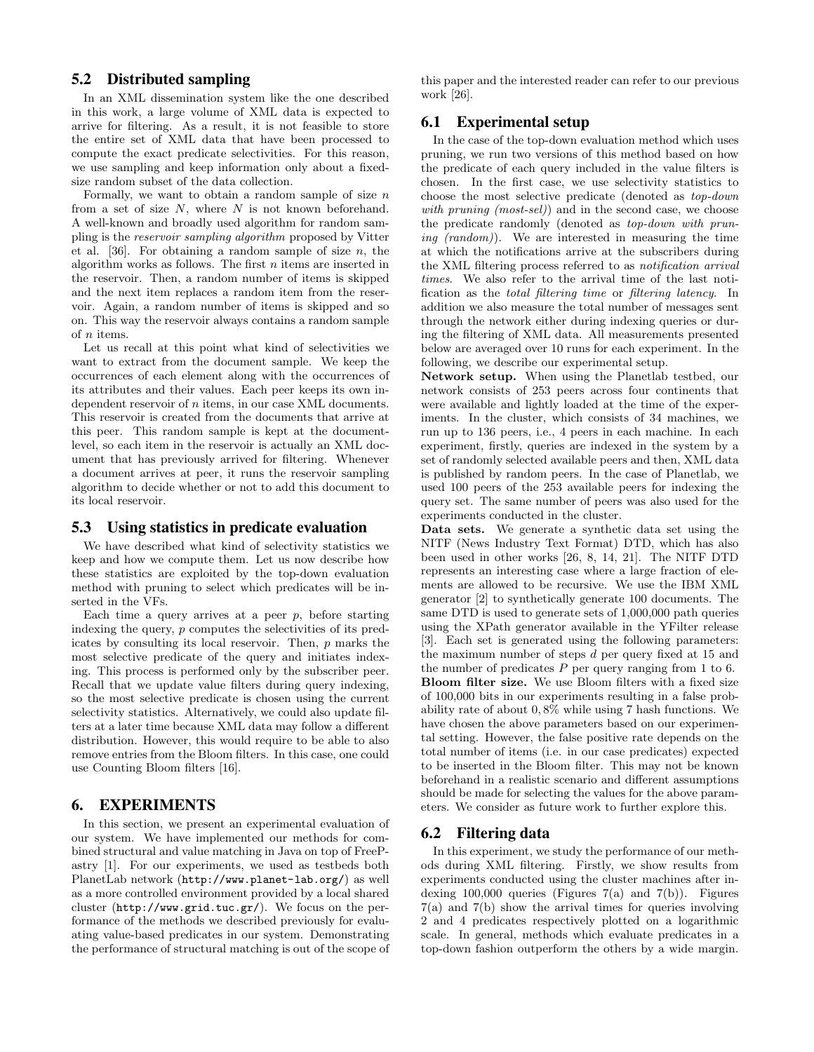## 5.2 Distributed sampling

In an XML dissemination system like the one described in this work, a large volume of XML data is expected to arrive for filtering. As a result, it is not feasible to store the entire set of XML data that have been processed to compute the exact predicate selectivities. For this reason, we use sampling and keep information only about a fixed-size random subset of the data collection.

Formally, we want to obtain a random sample of size $n$ from a set of size $N$, where $N$ is not known beforehand. A well-known and broadly used algorithm for random sampling is the *reservoir sampling algorithm* proposed by Vitter et al. [36]. For obtaining a random sample of size $n$, the algorithm works as follows. The first $n$ items are inserted in the reservoir. Then, a random number of items is skipped and the next item replaces a random item from the reservoir. Again, a random number of items is skipped and so on. This way the reservoir always contains a random sample of $n$ items.

Let us recall at this point what kind of selectivities we want to extract from the document sample. We keep the occurrences of each element along with the occurrences of its attributes and their values. Each peer keeps its own independent reservoir of $n$ items, in our case XML documents. This reservoir is created from the documents that arrive at this peer. This random sample is kept at the document-level, so each item in the reservoir is actually an XML document that has previously arrived for filtering. Whenever a document arrives at peer, it runs the reservoir sampling algorithm to decide whether or not to add this document to its local reservoir.

## 5.3 Using statistics in predicate evaluation

We have described what kind of selectivity statistics we keep and how we compute them. Let us now describe how these statistics are exploited by the top-down evaluation method with pruning to select which predicates will be inserted in the VFs.

Each time a query arrives at a peer $p$, before starting indexing the query, $p$ computes the selectivities of its predicates by consulting its local reservoir. Then, $p$ marks the most selective predicate of the query and initiates indexing. This process is performed only by the subscriber peer. Recall that we update value filters during query indexing, so the most selective predicate is chosen using the current selectivity statistics. Alternatively, we could also update filters at a later time because XML data may follow a different distribution. However, this would require to be able to also remove entries from the Bloom filters. In this case, one could use Counting Bloom filters [16].

# 6. EXPERIMENTS

In this section, we present an experimental evaluation of our system. We have implemented our methods for combined structural and value matching in Java on top of FreePastry [1]. For our experiments, we used as testbeds both PlanetLab network (http://www.planet-lab.org/) as well as a more controlled environment provided by a local shared cluster (http://www.grid.tuc.gr/). We focus on the performance of the methods we described previously for evaluating value-based predicates in our system. Demonstrating the performance of structural matching is out of the scope of this paper and the interested reader can refer to our previous work [26].

## 6.1 Experimental setup

In the case of the top-down evaluation method which uses pruning, we run two versions of this method based on how the predicate of each query included in the value filters is chosen. In the first case, we use selectivity statistics to choose the most selective predicate (denoted as *top-down with pruning (most-sel)*) and in the second case, we choose the predicate randomly (denoted as *top-down with pruning (random)*). We are interested in measuring the time at which the notifications arrive at the subscribers during the XML filtering process referred to as *notification arrival times*. We also refer to the arrival time of the last notification as the *total filtering time* or *filtering latency*. In addition we also measure the total number of messages sent through the network either during indexing queries or during the filtering of XML data. All measurements presented below are averaged over 10 runs for each experiment. In the following, we describe our experimental setup.

**Network setup.** When using the Planetlab testbed, our network consists of 253 peers across four continents that were available and lightly loaded at the time of the experiments. In the cluster, which consists of 34 machines, we run up to 136 peers, i.e., 4 peers in each machine. In each experiment, firstly, queries are indexed in the system by a set of randomly selected available peers and then, XML data is published by random peers. In the case of Planetlab, we used 100 peers of the 253 available peers for indexing the query set. The same number of peers was also used for the experiments conducted in the cluster.

**Data sets.** We generate a synthetic data set using the NITF (News Industry Text Format) DTD, which has also been used in other works [26, 8, 14, 21]. The NITF DTD represents an interesting case where a large fraction of elements are allowed to be recursive. We use the IBM XML generator [2] to synthetically generate 100 documents. The same DTD is used to generate sets of 1,000,000 path queries using the XPath generator available in the YFilter release [3]. Each set is generated using the following parameters: the maximum number of steps $d$ per query fixed at 15 and the number of predicates $P$ per query ranging from 1 to 6.

**Bloom filter size.** We use Bloom filters with a fixed size of 100,000 bits in our experiments resulting in a false probability rate of about 0,8% while using 7 hash functions. We have chosen the above parameters based on our experimental setting. However, the false positive rate depends on the total number of items (i.e. in our case predicates) expected to be inserted in the Bloom filter. This may not be known beforehand in a realistic scenario and different assumptions should be made for selecting the values for the above parameters. We consider as future work to further explore this.

## 6.2 Filtering data

In this experiment, we study the performance of our methods during XML filtering. Firstly, we show results from experiments conducted using the cluster machines after indexing 100,000 queries (Figures 7(a) and 7(b)). Figures 7(a) and 7(b) show the arrival times for queries involving 2 and 4 predicates respectively plotted on a logarithmic scale. In general, methods which evaluate predicates in a top-down fashion outperform the others by a wide margin.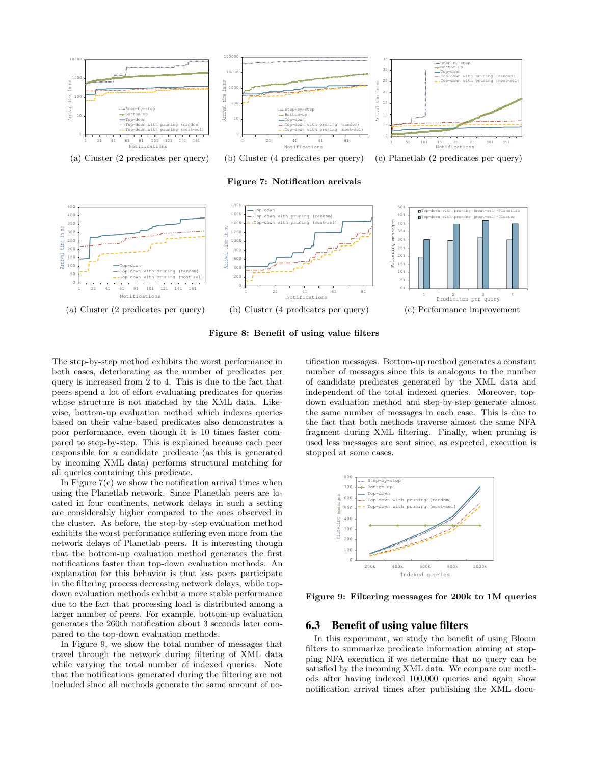(a) Cluster (2 predicates per query) (b) Cluster (4 predicates per query) (c) Planetlab (2 predicates per query)

**Figure 7: Notification arrivals**

(a) Cluster (2 predicates per query) (b) Cluster (4 predicates per query) (c) Performance improvement

**Figure 8: Benefit of using value filters**

The step-by-step method exhibits the worst performance in both cases, deteriorating as the number of predicates per query is increased from 2 to 4. This is due to the fact that peers spend a lot of effort evaluating predicates for queries whose structure is not matched by the XML data. Likewise, bottom-up evaluation method which indexes queries based on their value-based predicates also demonstrates a poor performance, even though it is 10 times faster compared to step-by-step. This is explained because each peer responsible for a candidate predicate (as this is generated by incoming XML data) performs structural matching for all queries containing this predicate.

In Figure 7(c) we show the notification arrival times when using the Planetlab network. Since Planetlab peers are located in four continents, network delays in such a setting are considerably higher compared to the ones observed in the cluster. As before, the step-by-step evaluation method exhibits the worst performance suffering even more from the network delays of Planetlab peers. It is interesting though that the bottom-up evaluation method generates the first notifications faster than top-down evaluation methods. An explanation for this behavior is that less peers participate in the filtering process decreasing network delays, while top-down evaluation methods exhibit a more stable performance due to the fact that processing load is distributed among a larger number of peers. For example, bottom-up evaluation generates the 260th notification about 3 seconds later compared to the top-down evaluation methods.

In Figure 9, we show the total number of messages that travel through the network during filtering of XML data while varying the total number of indexed queries. Note that the notifications generated during the filtering are not included since all methods generate the same amount of notification messages. Bottom-up method generates a constant number of messages since this is analogous to the number of candidate predicates generated by the XML data and independent of the total indexed queries. Moreover, top-down evaluation method and step-by-step generate almost the same number of messages in each case. This is due to the fact that both methods traverse almost the same NFA fragment during XML filtering. Finally, when pruning is used less messages are sent since, as expected, execution is stopped at some cases.

**Figure 9: Filtering messages for 200k to 1M queries**

## 6.3 Benefit of using value filters

In this experiment, we study the benefit of using Bloom filters to summarize predicate information aiming at stopping NFA execution if we determine that no query can be satisfied by the incoming XML data. We compare our methods after having indexed 100,000 queries and again show notification arrival times after publishing the XML docu-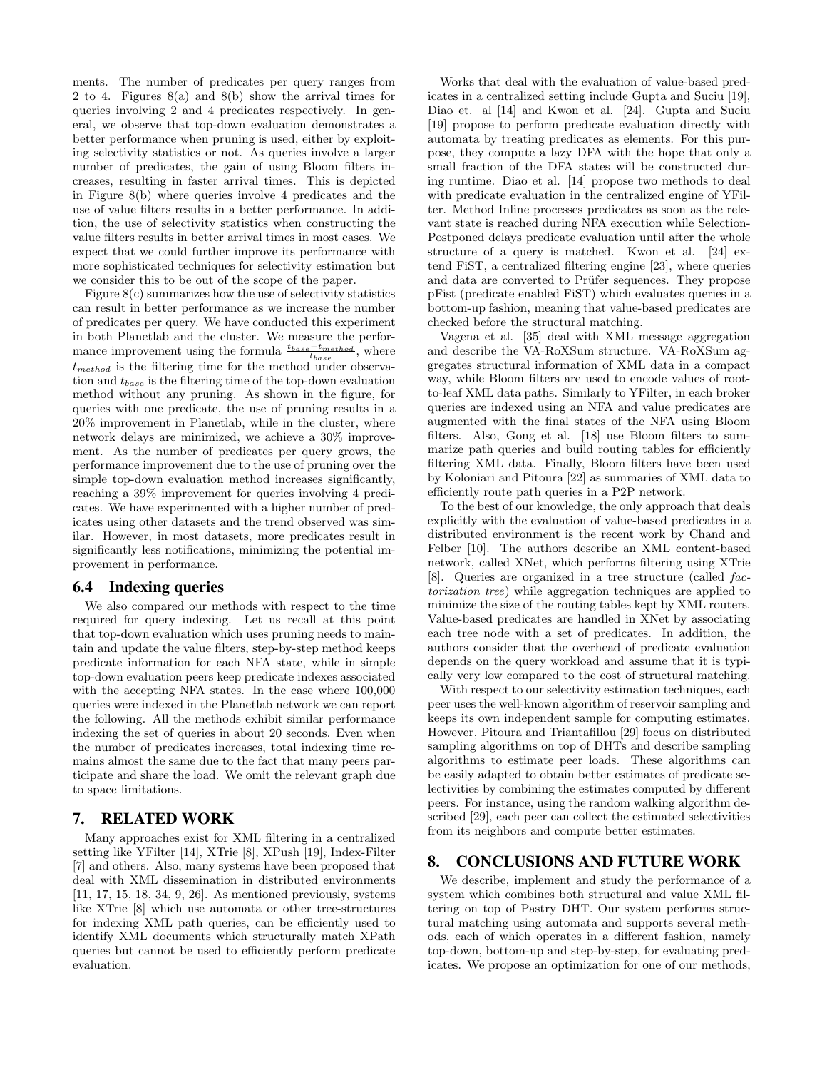ments. The number of predicates per query ranges from 2 to 4. Figures 8(a) and 8(b) show the arrival times for queries involving 2 and 4 predicates respectively. In general, we observe that top-down evaluation demonstrates a better performance when pruning is used, either by exploiting selectivity statistics or not. As queries involve a larger number of predicates, the gain of using Bloom filters increases, resulting in faster arrival times. This is depicted in Figure 8(b) where queries involve 4 predicates and the use of value filters results in a better performance. In addition, the use of selectivity statistics when constructing the value filters results in better arrival times in most cases. We expect that we could further improve its performance with more sophisticated techniques for selectivity estimation but we consider this to be out of the scope of the paper.

Figure 8(c) summarizes how the use of selectivity statistics can result in better performance as we increase the number of predicates per query. We have conducted this experiment in both Planetlab and the cluster. We measure the performance improvement using the formula $\frac{t_{base} - t_{method}}{t_{base}}$, where $t_{method}$ is the filtering time for the method under observation and $t_{base}$ is the filtering time of the top-down evaluation method without any pruning. As shown in the figure, for queries with one predicate, the use of pruning results in a 20% improvement in Planetlab, while in the cluster, where network delays are minimized, we achieve a 30% improvement. As the number of predicates per query grows, the performance improvement due to the use of pruning over the simple top-down evaluation method increases significantly, reaching a 39% improvement for queries involving 4 predicates. We have experimented with a higher number of predicates using other datasets and the trend observed was similar. However, in most datasets, more predicates result in significantly less notifications, minimizing the potential improvement in performance.

## 6.4 Indexing queries

We also compared our methods with respect to the time required for query indexing. Let us recall at this point that top-down evaluation which uses pruning needs to maintain and update the value filters, step-by-step method keeps predicate information for each NFA state, while in simple top-down evaluation peers keep predicate indexes associated with the accepting NFA states. In the case where 100,000 queries were indexed in the Planetlab network we can report the following. All the methods exhibit similar performance indexing the set of queries in about 20 seconds. Even when the number of predicates increases, total indexing time remains almost the same due to the fact that many peers participate and share the load. We omit the relevant graph due to space limitations.

# 7. RELATED WORK

Many approaches exist for XML filtering in a centralized setting like YFilter [14], XTrie [8], XPush [19], Index-Filter [7] and others. Also, many systems have been proposed that deal with XML dissemination in distributed environments [11, 17, 15, 18, 34, 9, 26]. As mentioned previously, systems like XTrie [8] which use automata or other tree-structures for indexing XML path queries, can be efficiently used to identify XML documents which structurally match XPath queries but cannot be used to efficiently perform predicate evaluation.

Works that deal with the evaluation of value-based predicates in a centralized setting include Gupta and Suciu [19], Diao et. al [14] and Kwon et al. [24]. Gupta and Suciu [19] propose to perform predicate evaluation directly with automata by treating predicates as elements. For this purpose, they compute a lazy DFA with the hope that only a small fraction of the DFA states will be constructed during runtime. Diao et al. [14] propose two methods to deal with predicate evaluation in the centralized engine of YFilter. Method Inline processes predicates as soon as the relevant state is reached during NFA execution while Selection-Postponed delays predicate evaluation until after the whole structure of a query is matched. Kwon et al. [24] extend FiST, a centralized filtering engine [23], where queries and data are converted to Prüfer sequences. They propose pFist (predicate enabled FiST) which evaluates queries in a bottom-up fashion, meaning that value-based predicates are checked before the structural matching.

Vagena et al. [35] deal with XML message aggregation and describe the VA-RoXSum structure. VA-RoXSum aggregates structural information of XML data in a compact way, while Bloom filters are used to encode values of root-to-leaf XML data paths. Similarly to YFilter, in each broker queries are indexed using an NFA and value predicates are augmented with the final states of the NFA using Bloom filters. Also, Gong et al. [18] use Bloom filters to summarize path queries and build routing tables for efficiently filtering XML data. Finally, Bloom filters have been used by Koloniari and Pitoura [22] as summaries of XML data to efficiently route path queries in a P2P network.

To the best of our knowledge, the only approach that deals explicitly with the evaluation of value-based predicates in a distributed environment is the recent work by Chand and Felber [10]. The authors describe an XML content-based network, called XNet, which performs filtering using XTrie [8]. Queries are organized in a tree structure (called *factorization tree*) while aggregation techniques are applied to minimize the size of the routing tables kept by XML routers. Value-based predicates are handled in XNet by associating each tree node with a set of predicates. In addition, the authors consider that the overhead of predicate evaluation depends on the query workload and assume that it is typically very low compared to the cost of structural matching.

With respect to our selectivity estimation techniques, each peer uses the well-known algorithm of reservoir sampling and keeps its own independent sample for computing estimates. However, Pitoura and Triantafillou [29] focus on distributed sampling algorithms on top of DHTs and describe sampling algorithms to estimate peer loads. These algorithms can be easily adapted to obtain better estimates of predicate selectivities by combining the estimates computed by different peers. For instance, using the random walking algorithm described [29], each peer can collect the estimated selectivities from its neighbors and compute better estimates.

# 8. CONCLUSIONS AND FUTURE WORK

We describe, implement and study the performance of a system which combines both structural and value XML filtering on top of Pastry DHT. Our system performs structural matching using automata and supports several methods, each of which operates in a different fashion, namely top-down, bottom-up and step-by-step, for evaluating predicates. We propose an optimization for one of our methods,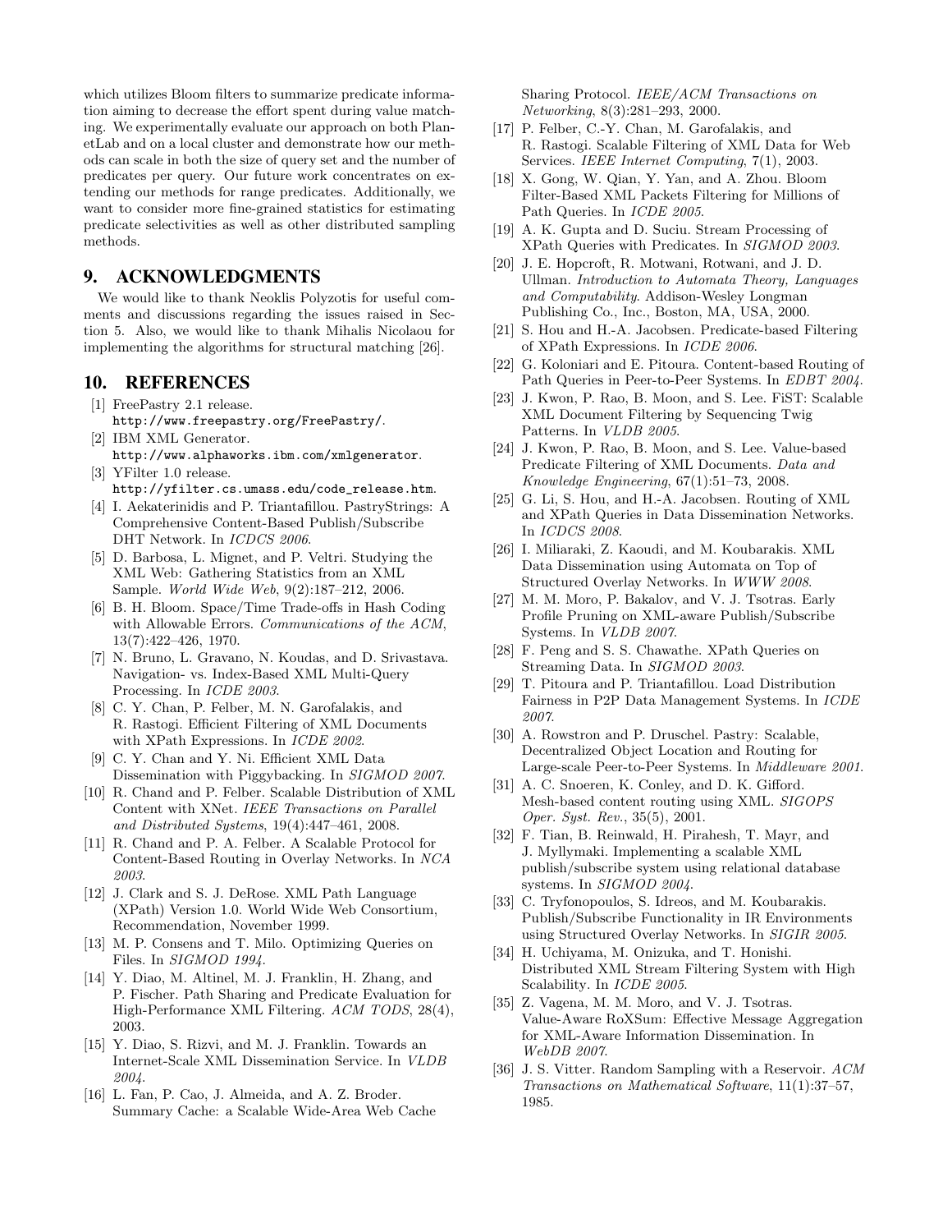which utilizes Bloom filters to summarize predicate information aiming to decrease the effort spent during value matching. We experimentally evaluate our approach on both PlanetLab and on a local cluster and demonstrate how our methods can scale in both the size of query set and the number of predicates per query. Our future work concentrates on extending our methods for range predicates. Additionally, we want to consider more fine-grained statistics for estimating predicate selectivities as well as other distributed sampling methods.

## 9. ACKNOWLEDGMENTS

We would like to thank Neoklis Polyzotis for useful comments and discussions regarding the issues raised in Section 5. Also, we would like to thank Mihalis Nicolaou for implementing the algorithms for structural matching [26].

## 10. REFERENCES

- [1] FreePastry 2.1 release. http://www.freepastry.org/FreePastry/.
- [2] IBM XML Generator. http://www.alphaworks.ibm.com/xmlgenerator.
- [3] YFilter 1.0 release. http://yfilter.cs.umass.edu/code_release.htm.
- [4] I. Aekaterinidis and P. Triantafillou. PastryStrings: A Comprehensive Content-Based Publish/Subscribe DHT Network. In *ICDCS 2006*.
- [5] D. Barbosa, L. Mignet, and P. Veltri. Studying the XML Web: Gathering Statistics from an XML Sample. *World Wide Web*, 9(2):187–212, 2006.
- [6] B. H. Bloom. Space/Time Trade-offs in Hash Coding with Allowable Errors. *Communications of the ACM*, 13(7):422–426, 1970.
- [7] N. Bruno, L. Gravano, N. Koudas, and D. Srivastava. Navigation- vs. Index-Based XML Multi-Query Processing. In *ICDE 2003*.
- [8] C. Y. Chan, P. Felber, M. N. Garofalakis, and R. Rastogi. Efficient Filtering of XML Documents with XPath Expressions. In *ICDE 2002*.
- [9] C. Y. Chan and Y. Ni. Efficient XML Data Dissemination with Piggybacking. In *SIGMOD 2007*.
- [10] R. Chand and P. Felber. Scalable Distribution of XML Content with XNet. *IEEE Transactions on Parallel and Distributed Systems*, 19(4):447–461, 2008.
- [11] R. Chand and P. A. Felber. A Scalable Protocol for Content-Based Routing in Overlay Networks. In *NCA 2003*.
- [12] J. Clark and S. J. DeRose. XML Path Language (XPath) Version 1.0. World Wide Web Consortium, Recommendation, November 1999.
- [13] M. P. Consens and T. Milo. Optimizing Queries on Files. In *SIGMOD 1994*.
- [14] Y. Diao, M. Altinel, M. J. Franklin, H. Zhang, and P. Fischer. Path Sharing and Predicate Evaluation for High-Performance XML Filtering. *ACM TODS*, 28(4), 2003.
- [15] Y. Diao, S. Rizvi, and M. J. Franklin. Towards an Internet-Scale XML Dissemination Service. In *VLDB 2004*.
- [16] L. Fan, P. Cao, J. Almeida, and A. Z. Broder. Summary Cache: a Scalable Wide-Area Web Cache Sharing Protocol. *IEEE/ACM Transactions on Networking*, 8(3):281–293, 2000.
- [17] P. Felber, C.-Y. Chan, M. Garofalakis, and R. Rastogi. Scalable Filtering of XML Data for Web Services. *IEEE Internet Computing*, 7(1), 2003.
- [18] X. Gong, W. Qian, Y. Yan, and A. Zhou. Bloom Filter-Based XML Packets Filtering for Millions of Path Queries. In *ICDE 2005*.
- [19] A. K. Gupta and D. Suciu. Stream Processing of XPath Queries with Predicates. In *SIGMOD 2003*.
- [20] J. E. Hopcroft, R. Motwani, Rotwani, and J. D. Ullman. *Introduction to Automata Theory, Languages and Computability*. Addison-Wesley Longman Publishing Co., Inc., Boston, MA, USA, 2000.
- [21] S. Hou and H.-A. Jacobsen. Predicate-based Filtering of XPath Expressions. In *ICDE 2006*.
- [22] G. Koloniari and E. Pitoura. Content-based Routing of Path Queries in Peer-to-Peer Systems. In *EDBT 2004*.
- [23] J. Kwon, P. Rao, B. Moon, and S. Lee. FiST: Scalable XML Document Filtering by Sequencing Twig Patterns. In *VLDB 2005*.
- [24] J. Kwon, P. Rao, B. Moon, and S. Lee. Value-based Predicate Filtering of XML Documents. *Data and Knowledge Engineering*, 67(1):51–73, 2008.
- [25] G. Li, S. Hou, and H.-A. Jacobsen. Routing of XML and XPath Queries in Data Dissemination Networks. In *ICDCS 2008*.
- [26] I. Miliaraki, Z. Kaoudi, and M. Koubarakis. XML Data Dissemination using Automata on Top of Structured Overlay Networks. In *WWW 2008*.
- [27] M. M. Moro, P. Bakalov, and V. J. Tsotras. Early Profile Pruning on XML-aware Publish/Subscribe Systems. In *VLDB 2007*.
- [28] F. Peng and S. S. Chawathe. XPath Queries on Streaming Data. In *SIGMOD 2003*.
- [29] T. Pitoura and P. Triantafillou. Load Distribution Fairness in P2P Data Management Systems. In *ICDE 2007*.
- [30] A. Rowstron and P. Druschel. Pastry: Scalable, Decentralized Object Location and Routing for Large-scale Peer-to-Peer Systems. In *Middleware 2001*.
- [31] A. C. Snoeren, K. Conley, and D. K. Gifford. Mesh-based content routing using XML. *SIGOPS Oper. Syst. Rev.*, 35(5), 2001.
- [32] F. Tian, B. Reinwald, H. Pirahesh, T. Mayr, and J. Myllymaki. Implementing a scalable XML publish/subscribe system using relational database systems. In *SIGMOD 2004*.
- [33] C. Tryfonopoulos, S. Idreos, and M. Koubarakis. Publish/Subscribe Functionality in IR Environments using Structured Overlay Networks. In *SIGIR 2005*.
- [34] H. Uchiyama, M. Onizuka, and T. Honishi. Distributed XML Stream Filtering System with High Scalability. In *ICDE 2005*.
- [35] Z. Vagena, M. M. Moro, and V. J. Tsotras. Value-Aware RoXSum: Effective Message Aggregation for XML-Aware Information Dissemination. In *WebDB 2007*.
- [36] J. S. Vitter. Random Sampling with a Reservoir. *ACM Transactions on Mathematical Software*, 11(1):37–57, 1985.